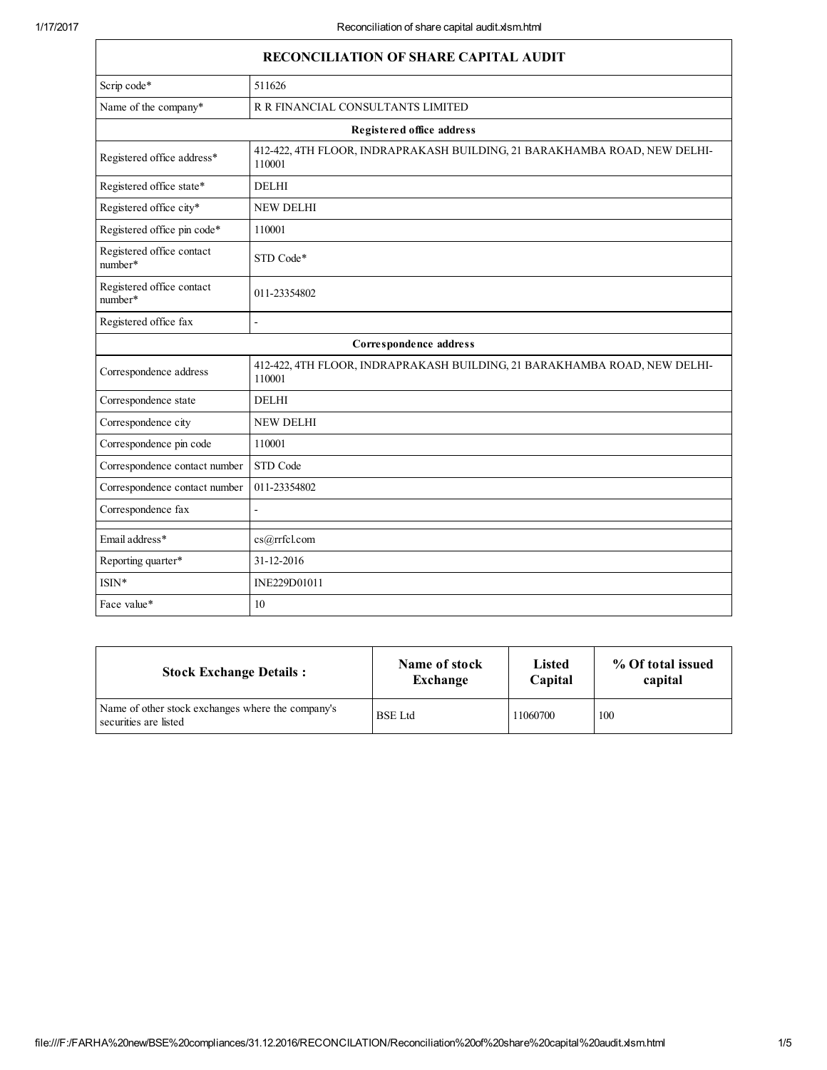| RECONCILIATION OF SHARE CAPITAL AUDIT | |
|---|---|
| Scrip code* | 511626 |
| Name of the company* | R R FINANCIAL CONSULTANTS LIMITED |
| **Registered office address** | |
| Registered office address* | 412-422, 4TH FLOOR, INDRAPRAKASH BUILDING, 21 BARAKHAMBA ROAD, NEW DELHI-110001 |
| Registered office state* | DELHI |
| Registered office city* | NEW DELHI |
| Registered office pin code* | 110001 |
| Registered office contact number* | STD Code* |
| Registered office contact number* | 011-23354802 |
| Registered office fax | - |
| **Correspondence address** | |
| Correspondence address | 412-422, 4TH FLOOR, INDRAPRAKASH BUILDING, 21 BARAKHAMBA ROAD, NEW DELHI-110001 |
| Correspondence state | DELHI |
| Correspondence city | NEW DELHI |
| Correspondence pin code | 110001 |
| Correspondence contact number | STD Code |
| Correspondence contact number | 011-23354802 |
| Correspondence fax | - |
| Email address* | cs@rrfcl.com |
| Reporting quarter* | 31-12-2016 |
| ISIN* | INE229D01011 |
| Face value* | 10 |

| Stock Exchange Details : | Name of stock Exchange | Listed Capital | % Of total issued capital |
|---|---|---|---|
| Name of other stock exchanges where the company's securities are listed | BSE Ltd | 11060700 | 100 |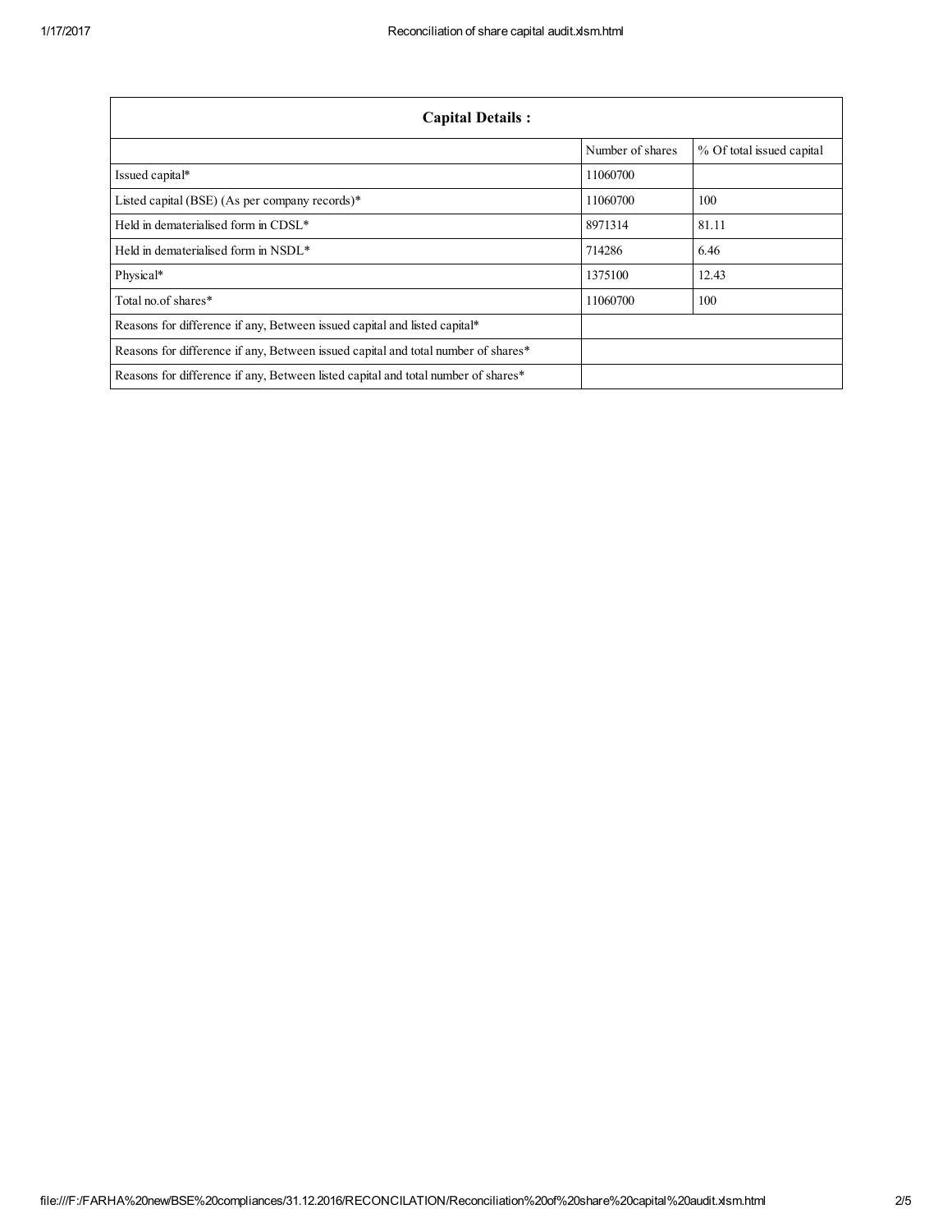| Capital Details : | | |
|---|---|---|
| | Number of shares | % Of total issued capital |
| Issued capital* | 11060700 | |
| Listed capital (BSE) (As per company records)* | 11060700 | 100 |
| Held in dematerialised form in CDSL* | 8971314 | 81.11 |
| Held in dematerialised form in NSDL* | 714286 | 6.46 |
| Physical* | 1375100 | 12.43 |
| Total no.of shares* | 11060700 | 100 |
| Reasons for difference if any, Between issued capital and listed capital* | | |
| Reasons for difference if any, Between issued capital and total number of shares* | | |
| Reasons for difference if any, Between listed capital and total number of shares* | | |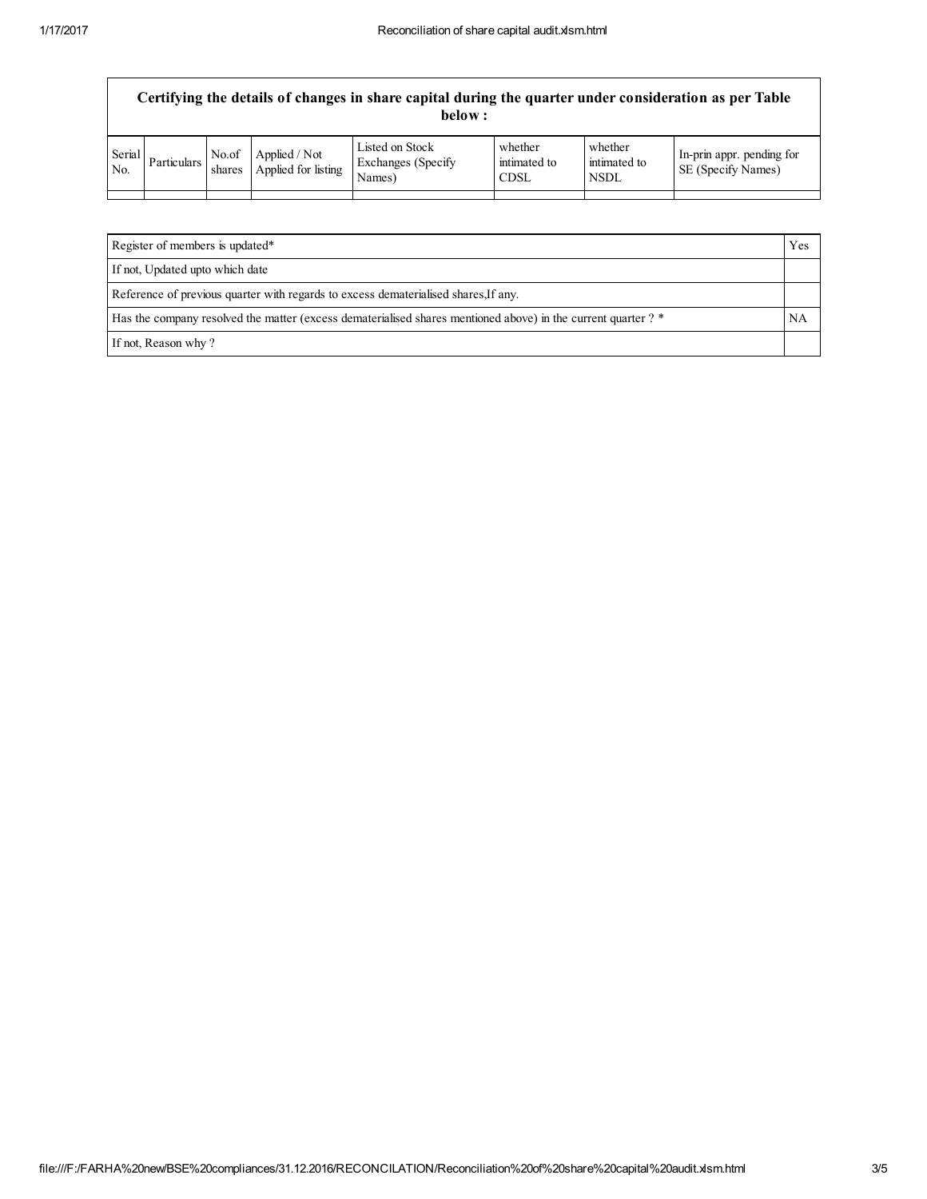| Certifying the details of changes in share capital during the quarter under consideration as per Table below : | | | | | | | |
|---|---|---|---|---|---|---|---|
| Serial No. | Particulars | No.of shares | Applied / Not Applied for listing | Listed on Stock Exchanges (Specify Names) | whether intimated to CDSL | whether intimated to NSDL | In-prin appr. pending for SE (Specify Names) |
| | | | | | | | |

| Register of members is updated* | Yes |
|---|---|
| If not, Updated upto which date | |
| Reference of previous quarter with regards to excess dematerialised shares,If any. | |
| Has the company resolved the matter (excess dematerialised shares mentioned above) in the current quarter ? * | NA |
| If not, Reason why ? | |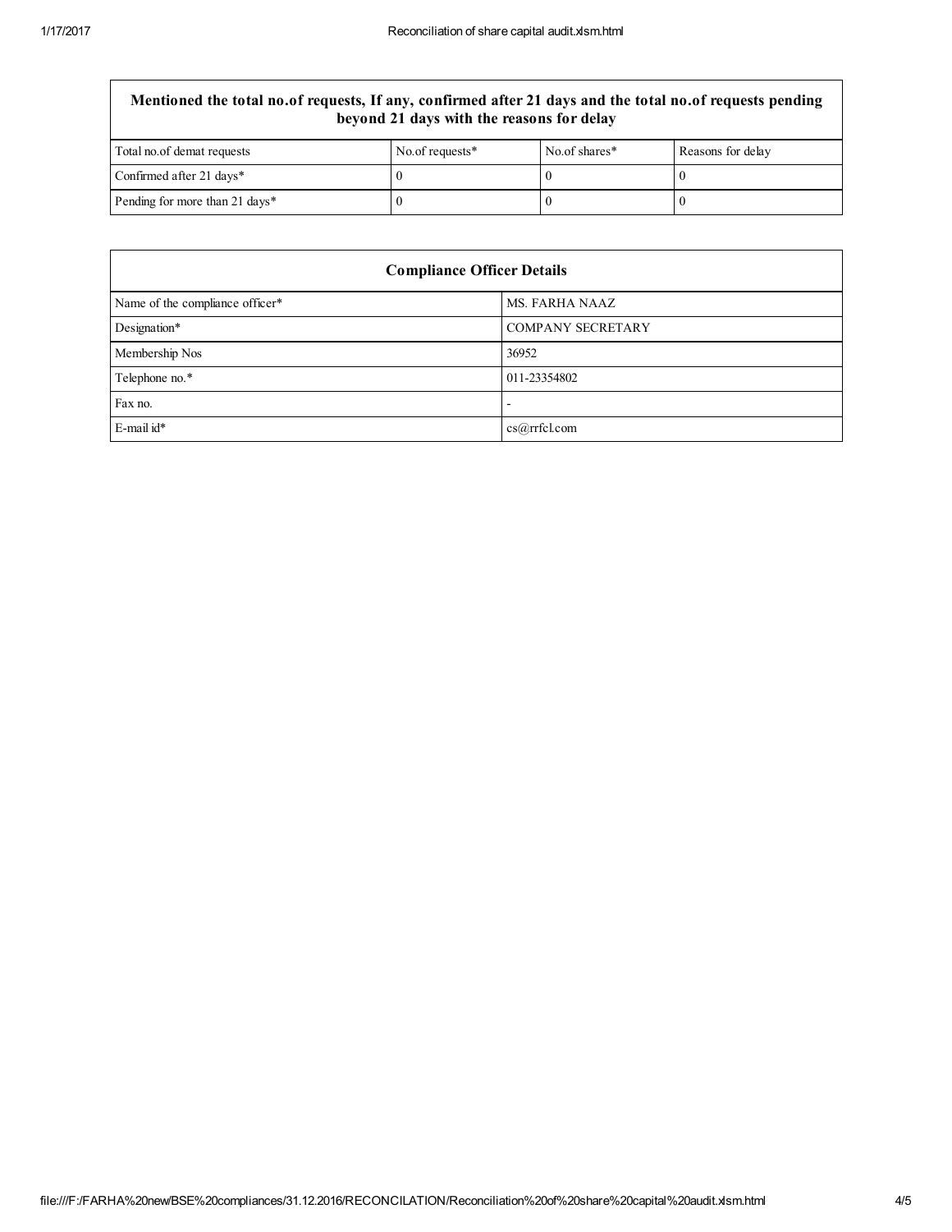| Mentioned the total no.of requests, If any, confirmed after 21 days and the total no.of requests pending beyond 21 days with the reasons for delay | | | |
|---|---|---|---|
| Total no.of demat requests | No.of requests* | No.of shares* | Reasons for delay |
| Confirmed after 21 days* | 0 | 0 | 0 |
| Pending for more than 21 days* | 0 | 0 | 0 |

| Compliance Officer Details | |
|---|---|
| Name of the compliance officer* | MS. FARHA NAAZ |
| Designation* | COMPANY SECRETARY |
| Membership Nos | 36952 |
| Telephone no.* | 011-23354802 |
| Fax no. | - |
| E-mail id* | cs@rrfcl.com |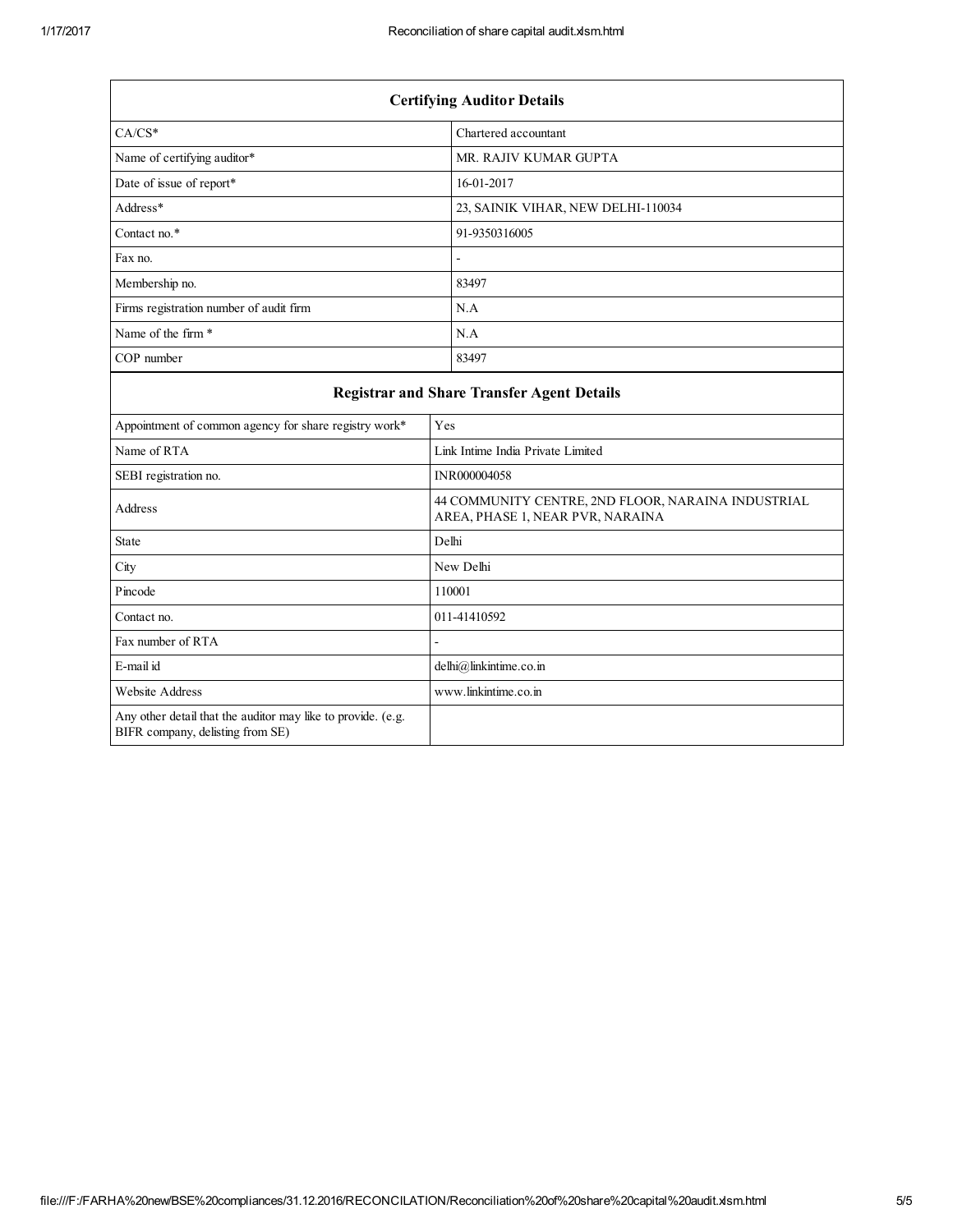| Certifying Auditor Details | |
|---|---|
| CA/CS* | Chartered accountant |
| Name of certifying auditor* | MR. RAJIV KUMAR GUPTA |
| Date of issue of report* | 16-01-2017 |
| Address* | 23, SAINIK VIHAR, NEW DELHI-110034 |
| Contact no.* | 91-9350316005 |
| Fax no. | - |
| Membership no. | 83497 |
| Firms registration number of audit firm | N.A |
| Name of the firm * | N.A |
| COP number | 83497 |

| Registrar and Share Transfer Agent Details | |
|---|---|
| Appointment of common agency for share registry work* | Yes |
| Name of RTA | Link Intime India Private Limited |
| SEBI registration no. | INR000004058 |
| Address | 44 COMMUNITY CENTRE, 2ND FLOOR, NARAINA INDUSTRIAL AREA, PHASE 1, NEAR PVR, NARAINA |
| State | Delhi |
| City | New Delhi |
| Pincode | 110001 |
| Contact no. | 011-41410592 |
| Fax number of RTA | - |
| E-mail id | delhi@linkintime.co.in |
| Website Address | www.linkintime.co.in |
| Any other detail that the auditor may like to provide. (e.g. BIFR company, delisting from SE) | |